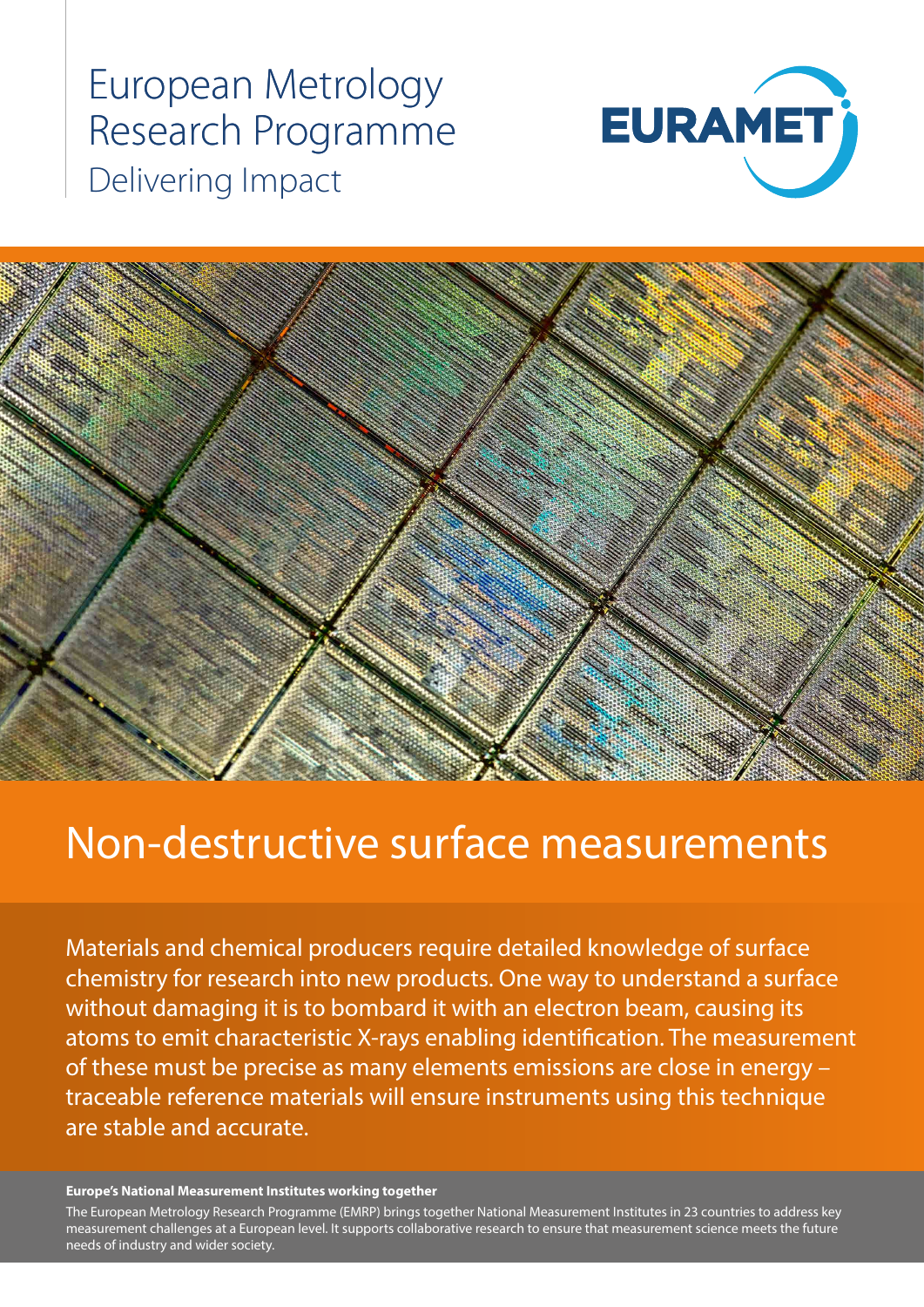# European Metrology Research Programme

Delivering Impact

EURAMET

# Non-destructive surface measurements

Materials and chemical producers require detailed knowledge of surface chemistry for research into new products. One way to understand a surface without damaging it is to bombard it with an electron beam, causing its atoms to emit characteristic X-rays enabling identification. The measurement of these must be precise as many elements emissions are close in energy – traceable reference materials will ensure instruments using this technique are stable and accurate.

**Europe's National Measurement Institutes working together**

The European Metrology Research Programme (EMRP) brings together National Measurement Institutes in 23 countries to address key measurement challenges at a European level. It supports collaborative research to ensure that measurement science meets the future needs of industry and wider society.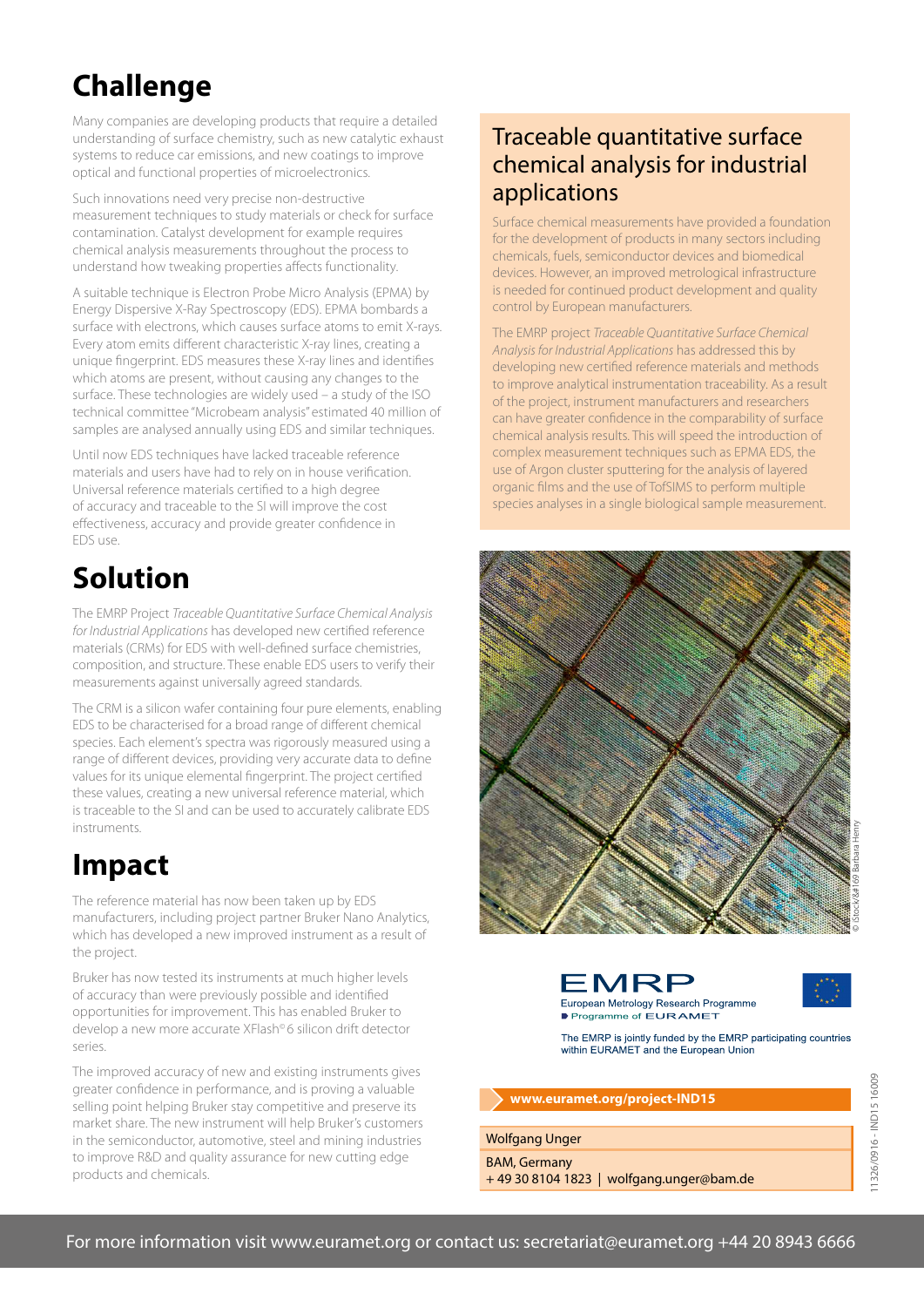# Challenge

Many companies are developing products that require a detailed understanding of surface chemistry, such as new catalytic exhaust systems to reduce car emissions, and new coatings to improve optical and functional properties of microelectronics.

Such innovations need very precise non-destructive measurement techniques to study materials or check for surface contamination. Catalyst development for example requires chemical analysis measurements throughout the process to understand how tweaking properties affects functionality.

A suitable technique is Electron Probe Micro Analysis (EPMA) by Energy Dispersive X-Ray Spectroscopy (EDS). EPMA bombards a surface with electrons, which causes surface atoms to emit X-rays. Every atom emits different characteristic X-ray lines, creating a unique fingerprint. EDS measures these X-ray lines and identifies which atoms are present, without causing any changes to the surface. These technologies are widely used – a study of the ISO technical committee "Microbeam analysis" estimated 40 million of samples are analysed annually using EDS and similar techniques.

Until now EDS techniques have lacked traceable reference materials and users have had to rely on in house verification. Universal reference materials certified to a high degree of accuracy and traceable to the SI will improve the cost effectiveness, accuracy and provide greater confidence in EDS use.

# Solution

The EMRP Project *Traceable Quantitative Surface Chemical Analysis for Industrial Applications* has developed new certified reference materials (CRMs) for EDS with well-defined surface chemistries, composition, and structure. These enable EDS users to verify their measurements against universally agreed standards.

The CRM is a silicon wafer containing four pure elements, enabling EDS to be characterised for a broad range of different chemical species. Each element's spectra was rigorously measured using a range of different devices, providing very accurate data to define values for its unique elemental fingerprint. The project certified these values, creating a new universal reference material, which is traceable to the SI and can be used to accurately calibrate EDS instruments.

# Impact

The reference material has now been taken up by EDS manufacturers, including project partner Bruker Nano Analytics, which has developed a new improved instrument as a result of the project.

Bruker has now tested its instruments at much higher levels of accuracy than were previously possible and identified opportunities for improvement. This has enabled Bruker to develop a new more accurate XFlash® 6 silicon drift detector series.

The improved accuracy of new and existing instruments gives greater confidence in performance, and is proving a valuable selling point helping Bruker stay competitive and preserve its market share. The new instrument will help Bruker's customers in the semiconductor, automotive, steel and mining industries to improve R&D and quality assurance for new cutting edge products and chemicals.

## Traceable quantitative surface chemical analysis for industrial applications

Surface chemical measurements have provided a foundation for the development of products in many sectors including chemicals, fuels, semiconductor devices and biomedical devices. However, an improved metrological infrastructure is needed for continued product development and quality control by European manufacturers.

The EMRP project *Traceable Quantitative Surface Chemical Analysis for Industrial Applications* has addressed this by developing new certified reference materials and methods to improve analytical instrumentation traceability. As a result of the project, instrument manufacturers and researchers can have greater confidence in the comparability of surface chemical analysis results. This will speed the introduction of complex measurement techniques such as EPMA EDS, the use of Argon cluster sputtering for the analysis of layered organic films and the use of TofSIMS to perform multiple species analyses in a single biological sample measurement.

© iStock/&#169 Barbara Henry

EMRP
European Metrology Research Programme
Programme of EURAMET

The EMRP is jointly funded by the EMRP participating countries within EURAMET and the European Union

**www.euramet.org/project-IND15**

Wolfgang Unger

BAM, Germany
+ 49 30 8104 1823 | wolfgang.unger@bam.de

11326/0916 - IND15 16009

For more information visit www.euramet.org or contact us: secretariat@euramet.org +44 20 8943 6666